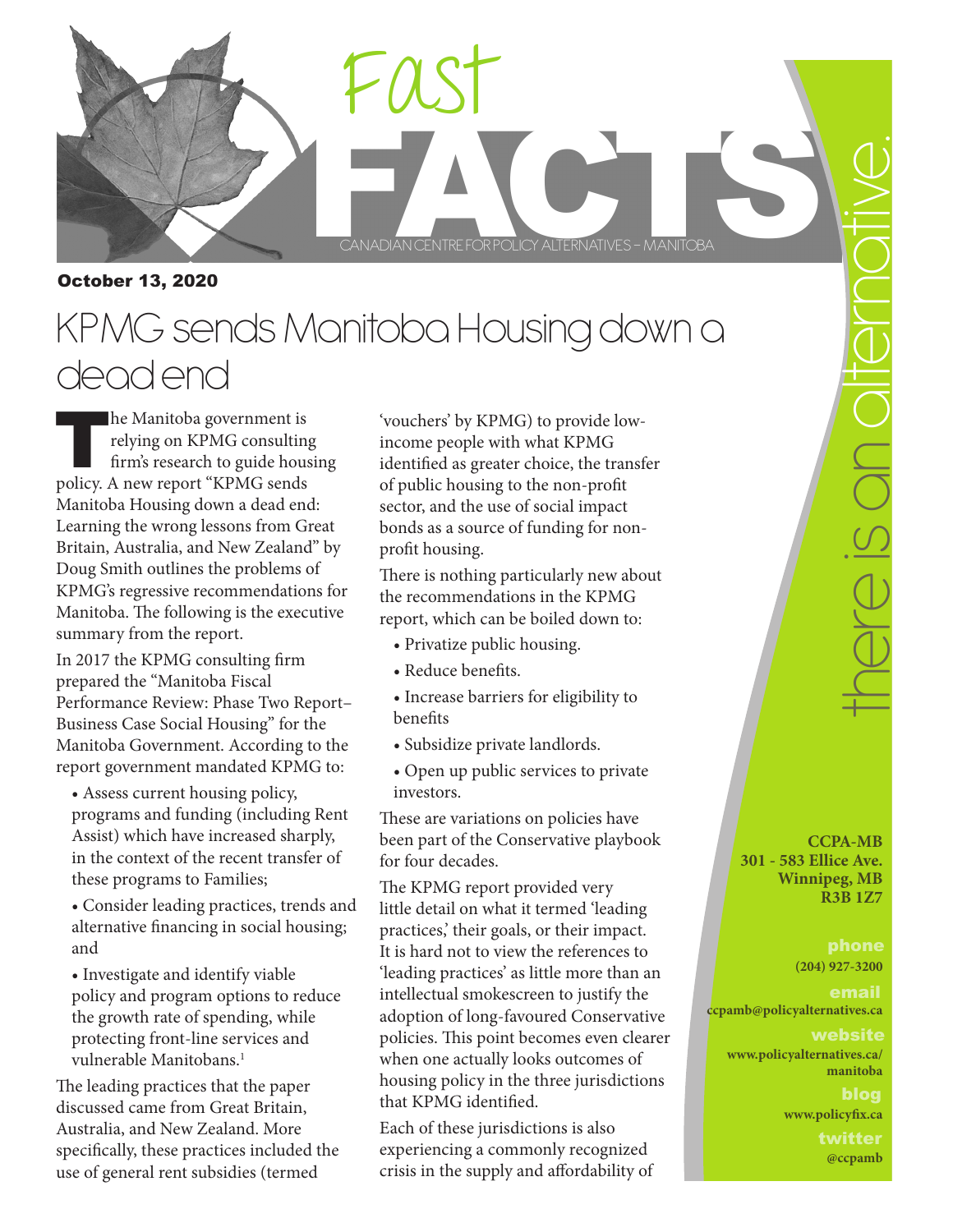Fast FACTS

CANADIAN CENTRE FOR POLICY ALTERNATIVES – MANITOBA

**October 13, 2020**

# KPMG sends Manitoba Housing down a dead end

The Manitoba government is relying on KPMG consulting firm's research to guide housing policy. A new report "KPMG sends Manitoba Housing down a dead end: Learning the wrong lessons from Great Britain, Australia, and New Zealand" by Doug Smith outlines the problems of KPMG's regressive recommendations for Manitoba. The following is the executive summary from the report.

In 2017 the KPMG consulting firm prepared the "Manitoba Fiscal Performance Review: Phase Two Report–Business Case Social Housing" for the Manitoba Government. According to the report government mandated KPMG to:

- Assess current housing policy, programs and funding (including Rent Assist) which have increased sharply, in the context of the recent transfer of these programs to Families;
- Consider leading practices, trends and alternative financing in social housing; and
- Investigate and identify viable policy and program options to reduce the growth rate of spending, while protecting front-line services and vulnerable Manitobans.[1]

The leading practices that the paper discussed came from Great Britain, Australia, and New Zealand. More specifically, these practices included the use of general rent subsidies (termed 'vouchers' by KPMG) to provide low-income people with what KPMG identified as greater choice, the transfer of public housing to the non-profit sector, and the use of social impact bonds as a source of funding for non-profit housing.

There is nothing particularly new about the recommendations in the KPMG report, which can be boiled down to:

- Privatize public housing.
- Reduce benefits.
- Increase barriers for eligibility to benefits
- Subsidize private landlords.
- Open up public services to private investors.

These are variations on policies have been part of the Conservative playbook for four decades.

The KPMG report provided very little detail on what it termed 'leading practices,' their goals, or their impact. It is hard not to view the references to 'leading practices' as little more than an intellectual smokescreen to justify the adoption of long-favoured Conservative policies. This point becomes even clearer when one actually looks outcomes of housing policy in the three jurisdictions that KPMG identified.

Each of these jurisdictions is also experiencing a commonly recognized crisis in the supply and affordability of

there is an alternative.

**CCPA-MB**
**301 - 583 Ellice Ave.**
**Winnipeg, MB**
**R3B 1Z7**

**phone**
**(204) 927-3200**

**email**
**ccpamb@policyalternatives.ca**

**website**
**www.policyalternatives.ca/manitoba**

**blog**
**www.policyfix.ca**

**twitter**
**@ccpamb**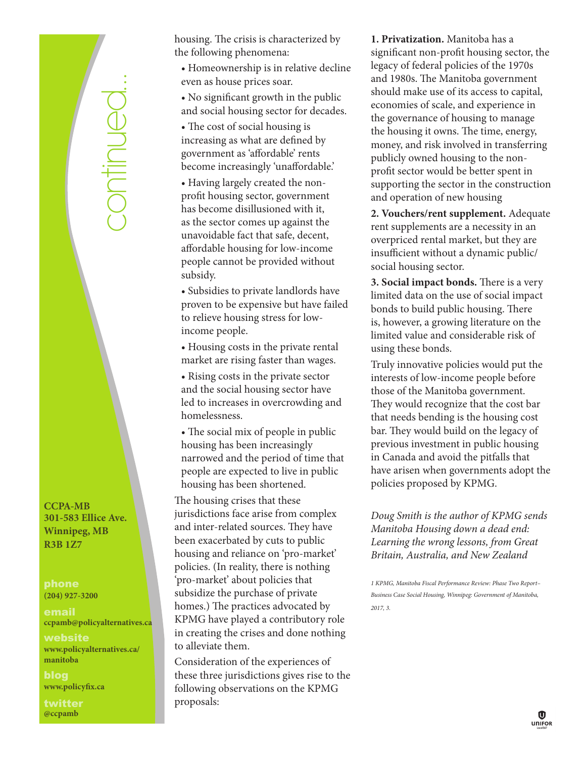continued...

**CCPA-MB**
**301-583 Ellice Ave.**
**Winnipeg, MB**
**R3B 1Z7**

**phone**
**(204) 927-3200**

**email**
**ccpamb@policyalternatives.ca**

**website**
**www.policyalternatives.ca/manitoba**

**blog**
**www.policyfix.ca**

**twitter**
**@ccpamb**

housing. The crisis is characterized by the following phenomena:

- Homeownership is in relative decline even as house prices soar.
- No significant growth in the public and social housing sector for decades.
- The cost of social housing is increasing as what are defined by government as 'affordable' rents become increasingly 'unaffordable.'
- Having largely created the non-profit housing sector, government has become disillusioned with it, as the sector comes up against the unavoidable fact that safe, decent, affordable housing for low-income people cannot be provided without subsidy.
- Subsidies to private landlords have proven to be expensive but have failed to relieve housing stress for low-income people.
- Housing costs in the private rental market are rising faster than wages.
- Rising costs in the private sector and the social housing sector have led to increases in overcrowding and homelessness.
- The social mix of people in public housing has been increasingly narrowed and the period of time that people are expected to live in public housing has been shortened.

The housing crises that these jurisdictions face arise from complex and inter-related sources. They have been exacerbated by cuts to public housing and reliance on 'pro-market' policies. (In reality, there is nothing 'pro-market' about policies that subsidize the purchase of private homes.) The practices advocated by KPMG have played a contributory role in creating the crises and done nothing to alleviate them.

Consideration of the experiences of these three jurisdictions gives rise to the following observations on the KPMG proposals:

**1. Privatization.** Manitoba has a significant non-profit housing sector, the legacy of federal policies of the 1970s and 1980s. The Manitoba government should make use of its access to capital, economies of scale, and experience in the governance of housing to manage the housing it owns. The time, energy, money, and risk involved in transferring publicly owned housing to the non-profit sector would be better spent in supporting the sector in the construction and operation of new housing

**2. Vouchers/rent supplement.** Adequate rent supplements are a necessity in an overpriced rental market, but they are insufficient without a dynamic public/social housing sector.

**3. Social impact bonds.** There is a very limited data on the use of social impact bonds to build public housing. There is, however, a growing literature on the limited value and considerable risk of using these bonds.

Truly innovative policies would put the interests of low-income people before those of the Manitoba government. They would recognize that the cost bar that needs bending is the housing cost bar. They would build on the legacy of previous investment in public housing in Canada and avoid the pitfalls that have arisen when governments adopt the policies proposed by KPMG.

*Doug Smith is the author of KPMG sends Manitoba Housing down a dead end: Learning the wrong lessons, from Great Britain, Australia, and New Zealand*

*1 KPMG, Manitoba Fiscal Performance Review: Phase Two Report–Business Case Social Housing, Winnipeg: Government of Manitoba, 2017, 3.*